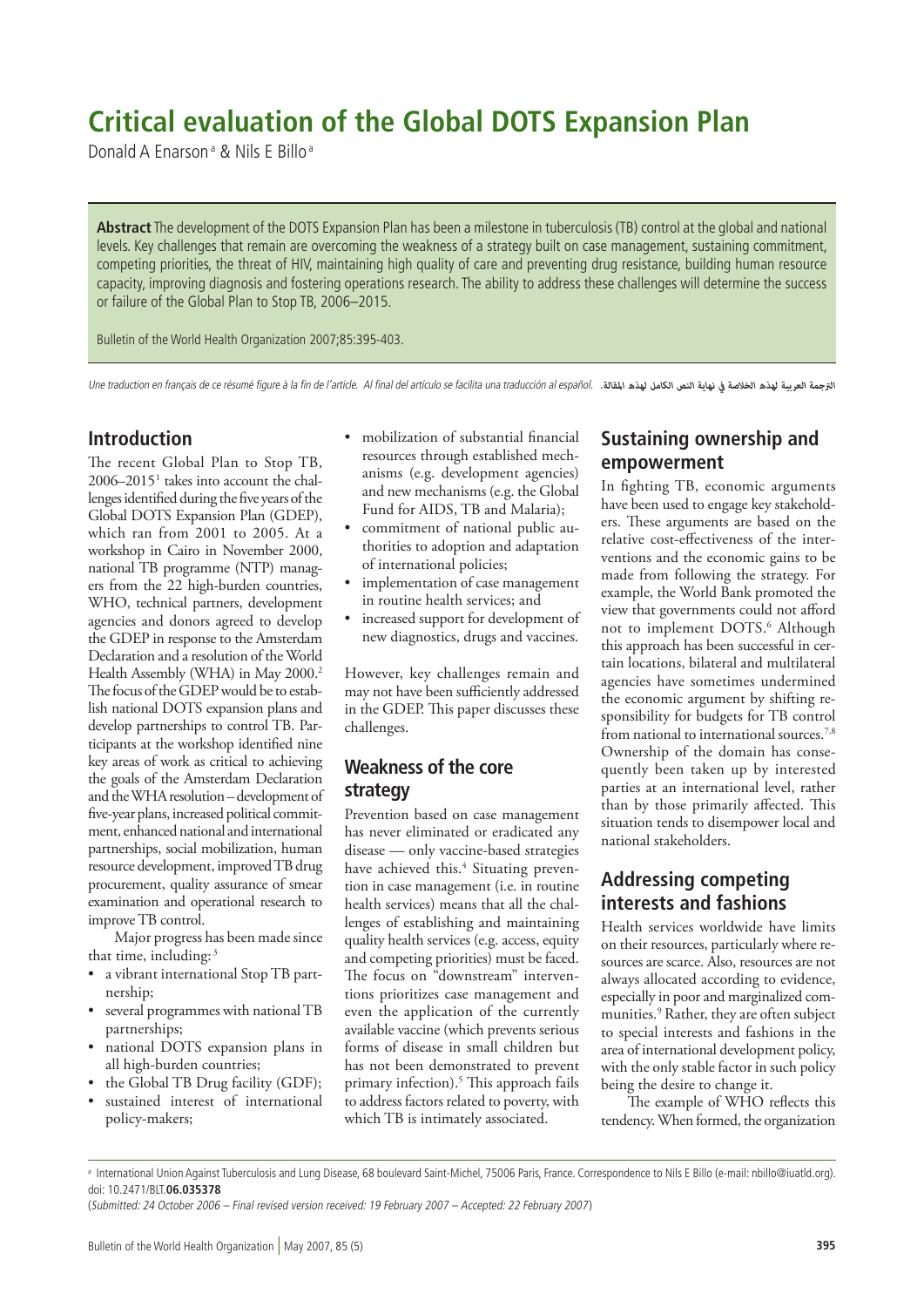# Critical evaluation of the Global DOTS Expansion Plan

Donald A Enarson[a] & Nils E Billo[a]

**Abstract** The development of the DOTS Expansion Plan has been a milestone in tuberculosis (TB) control at the global and national levels. Key challenges that remain are overcoming the weakness of a strategy built on case management, sustaining commitment, competing priorities, the threat of HIV, maintaining high quality of care and preventing drug resistance, building human resource capacity, improving diagnosis and fostering operations research. The ability to address these challenges will determine the success or failure of the Global Plan to Stop TB, 2006–2015.

Bulletin of the World Health Organization 2007;85:395-403.

*Une traduction en français de ce résumé figure à la fin de l'article. Al final del artículo se facilita una traducción al español.* الترجمة العربية لهذه الخلاصة في نهاية النص الكامل لهذه المقالة.

## Introduction

The recent Global Plan to Stop TB, 2006–2015[1] takes into account the challenges identified during the five years of the Global DOTS Expansion Plan (GDEP), which ran from 2001 to 2005. At a workshop in Cairo in November 2000, national TB programme (NTP) managers from the 22 high-burden countries, WHO, technical partners, development agencies and donors agreed to develop the GDEP in response to the Amsterdam Declaration and a resolution of the World Health Assembly (WHA) in May 2000.[2] The focus of the GDEP would be to establish national DOTS expansion plans and develop partnerships to control TB. Participants at the workshop identified nine key areas of work as critical to achieving the goals of the Amsterdam Declaration and the WHA resolution – development of five-year plans, increased political commitment, enhanced national and international partnerships, social mobilization, human resource development, improved TB drug procurement, quality assurance of smear examination and operational research to improve TB control.

Major progress has been made since that time, including:[3]

- a vibrant international Stop TB partnership;
- several programmes with national TB partnerships;
- national DOTS expansion plans in all high-burden countries;
- the Global TB Drug facility (GDF);
- sustained interest of international policy-makers;
- mobilization of substantial financial resources through established mechanisms (e.g. development agencies) and new mechanisms (e.g. the Global Fund for AIDS, TB and Malaria);
- commitment of national public authorities to adoption and adaptation of international policies;
- implementation of case management in routine health services; and
- increased support for development of new diagnostics, drugs and vaccines.

However, key challenges remain and may not have been sufficiently addressed in the GDEP. This paper discusses these challenges.

## Weakness of the core strategy

Prevention based on case management has never eliminated or eradicated any disease — only vaccine-based strategies have achieved this.[4] Situating prevention in case management (i.e. in routine health services) means that all the challenges of establishing and maintaining quality health services (e.g. access, equity and competing priorities) must be faced. The focus on "downstream" interventions prioritizes case management and even the application of the currently available vaccine (which prevents serious forms of disease in small children but has not been demonstrated to prevent primary infection).[5] This approach fails to address factors related to poverty, with which TB is intimately associated.

## Sustaining ownership and empowerment

In fighting TB, economic arguments have been used to engage key stakeholders. These arguments are based on the relative cost-effectiveness of the interventions and the economic gains to be made from following the strategy. For example, the World Bank promoted the view that governments could not afford not to implement DOTS.[6] Although this approach has been successful in certain locations, bilateral and multilateral agencies have sometimes undermined the economic argument by shifting responsibility for budgets for TB control from national to international sources.[7,8] Ownership of the domain has consequently been taken up by interested parties at an international level, rather than by those primarily affected. This situation tends to disempower local and national stakeholders.

## Addressing competing interests and fashions

Health services worldwide have limits on their resources, particularly where resources are scarce. Also, resources are not always allocated according to evidence, especially in poor and marginalized communities.[9] Rather, they are often subject to special interests and fashions in the area of international development policy, with the only stable factor in such policy being the desire to change it.

The example of WHO reflects this tendency. When formed, the organization

---

[a] International Union Against Tuberculosis and Lung Disease, 68 boulevard Saint-Michel, 75006 Paris, France. Correspondence to Nils E Billo (e-mail: nbillo@iuatld.org).
doi: 10.2471/BLT.**06.035378**

(*Submitted: 24 October 2006 – Final revised version received: 19 February 2007 – Accepted: 22 February 2007*)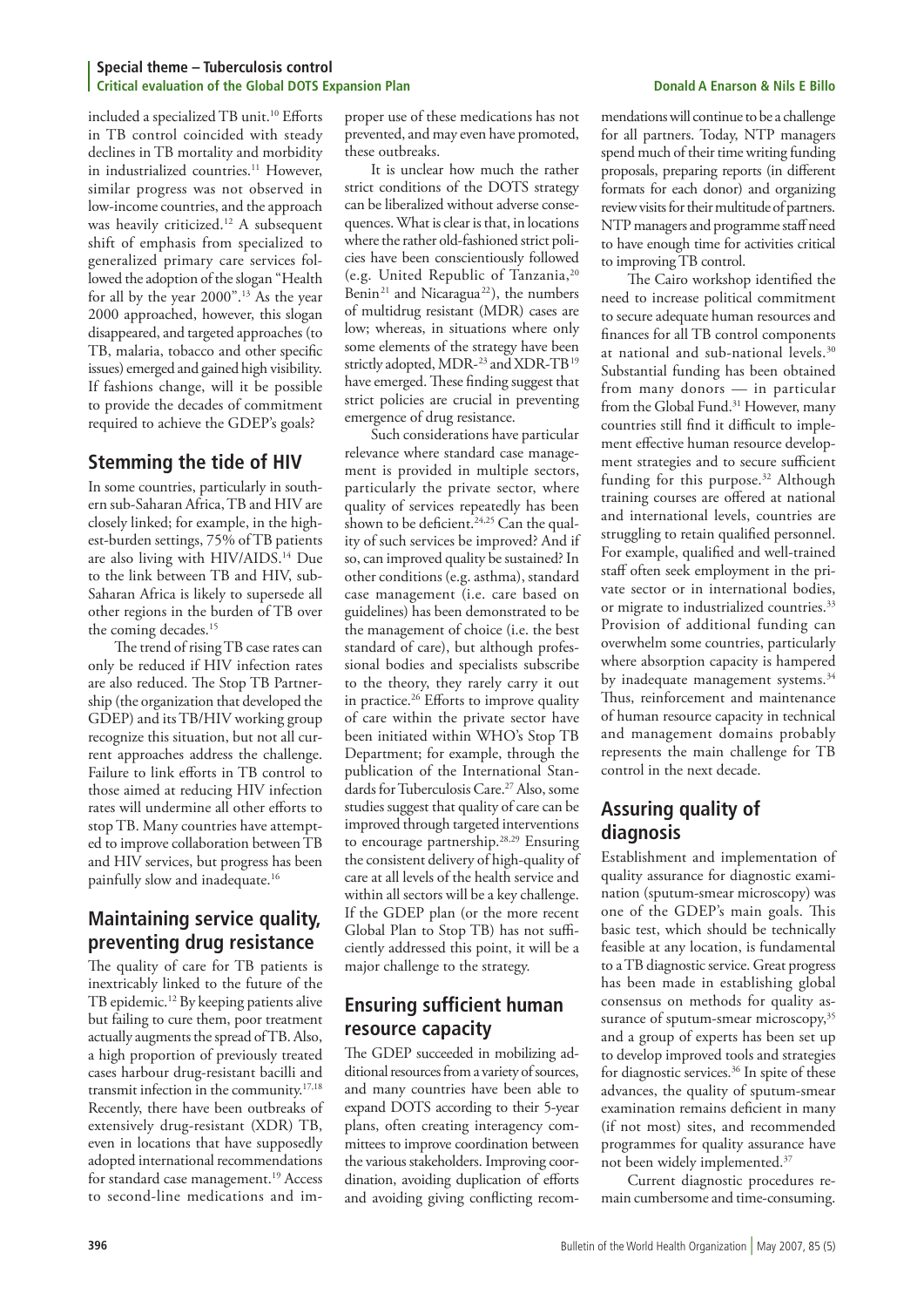included a specialized TB unit.[10] Efforts in TB control coincided with steady declines in TB mortality and morbidity in industrialized countries.[11] However, similar progress was not observed in low-income countries, and the approach was heavily criticized.[12] A subsequent shift of emphasis from specialized to generalized primary care services followed the adoption of the slogan "Health for all by the year 2000".[13] As the year 2000 approached, however, this slogan disappeared, and targeted approaches (to TB, malaria, tobacco and other specific issues) emerged and gained high visibility. If fashions change, will it be possible to provide the decades of commitment required to achieve the GDEP's goals?

## Stemming the tide of HIV

In some countries, particularly in southern sub-Saharan Africa, TB and HIV are closely linked; for example, in the highest-burden settings, 75% of TB patients are also living with HIV/AIDS.[14] Due to the link between TB and HIV, sub-Saharan Africa is likely to supersede all other regions in the burden of TB over the coming decades.[15]

The trend of rising TB case rates can only be reduced if HIV infection rates are also reduced. The Stop TB Partnership (the organization that developed the GDEP) and its TB/HIV working group recognize this situation, but not all current approaches address the challenge. Failure to link efforts in TB control to those aimed at reducing HIV infection rates will undermine all other efforts to stop TB. Many countries have attempted to improve collaboration between TB and HIV services, but progress has been painfully slow and inadequate.[16]

## Maintaining service quality, preventing drug resistance

The quality of care for TB patients is inextricably linked to the future of the TB epidemic.[12] By keeping patients alive but failing to cure them, poor treatment actually augments the spread of TB. Also, a high proportion of previously treated cases harbour drug-resistant bacilli and transmit infection in the community.[17,18] Recently, there have been outbreaks of extensively drug-resistant (XDR) TB, even in locations that have supposedly adopted international recommendations for standard case management.[19] Access to second-line medications and improper use of these medications has not prevented, and may even have promoted, these outbreaks.

It is unclear how much the rather strict conditions of the DOTS strategy can be liberalized without adverse consequences. What is clear is that, in locations where the rather old-fashioned strict policies have been conscientiously followed (e.g. United Republic of Tanzania,[20] Benin[21] and Nicaragua[22]), the numbers of multidrug resistant (MDR) cases are low; whereas, in situations where only some elements of the strategy have been strictly adopted, MDR-[23] and XDR-TB[19] have emerged. These finding suggest that strict policies are crucial in preventing emergence of drug resistance.

Such considerations have particular relevance where standard case management is provided in multiple sectors, particularly the private sector, where quality of services repeatedly has been shown to be deficient.[24,25] Can the quality of such services be improved? And if so, can improved quality be sustained? In other conditions (e.g. asthma), standard case management (i.e. care based on guidelines) has been demonstrated to be the management of choice (i.e. the best standard of care), but although professional bodies and specialists subscribe to the theory, they rarely carry it out in practice.[26] Efforts to improve quality of care within the private sector have been initiated within WHO's Stop TB Department; for example, through the publication of the International Standards for Tuberculosis Care.[27] Also, some studies suggest that quality of care can be improved through targeted interventions to encourage partnership.[28,29] Ensuring the consistent delivery of high-quality of care at all levels of the health service and within all sectors will be a key challenge. If the GDEP plan (or the more recent Global Plan to Stop TB) has not sufficiently addressed this point, it will be a major challenge to the strategy.

## Ensuring sufficient human resource capacity

The GDEP succeeded in mobilizing additional resources from a variety of sources, and many countries have been able to expand DOTS according to their 5-year plans, often creating interagency committees to improve coordination between the various stakeholders. Improving coordination, avoiding duplication of efforts and avoiding giving conflicting recommendations will continue to be a challenge for all partners. Today, NTP managers spend much of their time writing funding proposals, preparing reports (in different formats for each donor) and organizing review visits for their multitude of partners. NTP managers and programme staff need to have enough time for activities critical to improving TB control.

The Cairo workshop identified the need to increase political commitment to secure adequate human resources and finances for all TB control components at national and sub-national levels.[30] Substantial funding has been obtained from many donors — in particular from the Global Fund.[31] However, many countries still find it difficult to implement effective human resource development strategies and to secure sufficient funding for this purpose.[32] Although training courses are offered at national and international levels, countries are struggling to retain qualified personnel. For example, qualified and well-trained staff often seek employment in the private sector or in international bodies, or migrate to industrialized countries.[33] Provision of additional funding can overwhelm some countries, particularly where absorption capacity is hampered by inadequate management systems.[34] Thus, reinforcement and maintenance of human resource capacity in technical and management domains probably represents the main challenge for TB control in the next decade.

## Assuring quality of diagnosis

Establishment and implementation of quality assurance for diagnostic examination (sputum-smear microscopy) was one of the GDEP's main goals. This basic test, which should be technically feasible at any location, is fundamental to a TB diagnostic service. Great progress has been made in establishing global consensus on methods for quality assurance of sputum-smear microscopy,[35] and a group of experts has been set up to develop improved tools and strategies for diagnostic services.[36] In spite of these advances, the quality of sputum-smear examination remains deficient in many (if not most) sites, and recommended programmes for quality assurance have not been widely implemented.[37]

Current diagnostic procedures remain cumbersome and time-consuming.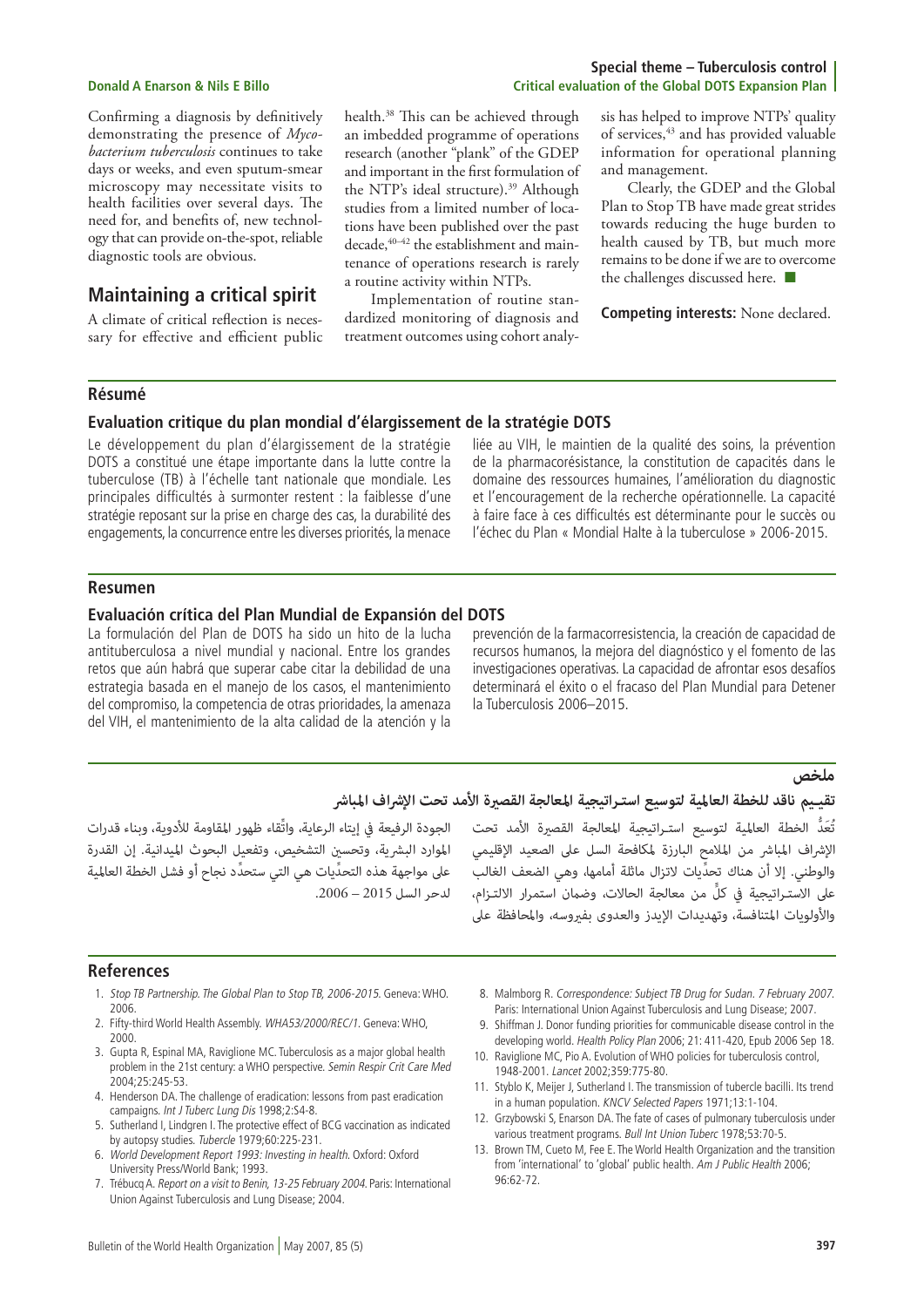Confirming a diagnosis by definitively demonstrating the presence of *Mycobacterium tuberculosis* continues to take days or weeks, and even sputum-smear microscopy may necessitate visits to health facilities over several days. The need for, and benefits of, new technology that can provide on-the-spot, reliable diagnostic tools are obvious.

## Maintaining a critical spirit

A climate of critical reflection is necessary for effective and efficient public health.[38] This can be achieved through an imbedded programme of operations research (another "plank" of the GDEP and important in the first formulation of the NTP's ideal structure).[39] Although studies from a limited number of locations have been published over the past decade,[40–42] the establishment and maintenance of operations research is rarely a routine activity within NTPs.

Implementation of routine standardized monitoring of diagnosis and treatment outcomes using cohort analysis has helped to improve NTPs' quality of services,[43] and has provided valuable information for operational planning and management.

Clearly, the GDEP and the Global Plan to Stop TB have made great strides towards reducing the huge burden to health caused by TB, but much more remains to be done if we are to overcome the challenges discussed here. ■

**Competing interests:** None declared.

## Résumé

### Evaluation critique du plan mondial d'élargissement de la stratégie DOTS

Le développement du plan d'élargissement de la stratégie DOTS a constitué une étape importante dans la lutte contre la tuberculose (TB) à l'échelle tant nationale que mondiale. Les principales difficultés à surmonter restent : la faiblesse d'une stratégie reposant sur la prise en charge des cas, la durabilité des engagements, la concurrence entre les diverses priorités, la menace liée au VIH, le maintien de la qualité des soins, la prévention de la pharmacorésistance, la constitution de capacités dans le domaine des ressources humaines, l'amélioration du diagnostic et l'encouragement de la recherche opérationnelle. La capacité à faire face à ces difficultés est déterminante pour le succès ou l'échec du Plan « Mondial Halte à la tuberculose » 2006-2015.

## Resumen

### Evaluación crítica del Plan Mundial de Expansión del DOTS

La formulación del Plan de DOTS ha sido un hito de la lucha antituberculosa a nivel mundial y nacional. Entre los grandes retos que aún habrá que superar cabe citar la debilidad de una estrategia basada en el manejo de los casos, el mantenimiento del compromiso, la competencia de otras prioridades, la amenaza del VIH, el mantenimiento de la alta calidad de la atención y la prevención de la farmacorresistencia, la creación de capacidad de recursos humanos, la mejora del diagnóstico y el fomento de las investigaciones operativas. La capacidad de afrontar esos desafíos determinará el éxito o el fracaso del Plan Mundial para Detener la Tuberculosis 2006–2015.

## ملخص

### تقييم ناقد للخطة العالمية لتوسيع استراتيجية المعالجة القصيرة الأمد تحت الإشراف المباشر

تُعَدُّ الخطة العالمية لتوسيع استراتيجية المعالجة القصيرة الأمد تحت الإشراف المباشر من الملامح البارزة لمكافحة السل على الصعيد الإقليمي والوطني. إلا أن هناك تحدِّيات لاتزال ماثلة أمامها، وهي الضعف الغالب على الاستراتيجية في كلٍّ من معالجة الحالات، وضمان استمرار الالتزام، والأولويات المتنافسة، وتهديدات الإيدز والعدوى بفيروسه، والمحافظة على الجودة الرفيعة في إيتاء الرعاية، واتِّقاء ظهور المقاومة للأدوية، وبناء قدرات الموارد البشرية، وتحسين التشخيص، وتفعيل البحوث الميدانية. إن القدرة على مواجهة هذه التحدِّيات هي التي ستحدِّد نجاح أو فشل الخطة العالمية لدحر السل 2015 – 2006.

## References

1. *Stop TB Partnership. The Global Plan to Stop TB, 2006-2015.* Geneva: WHO. 2006.
2. Fifty-third World Health Assembly. *WHA53/2000/REC/1.* Geneva: WHO, 2000.
3. Gupta R, Espinal MA, Raviglione MC. Tuberculosis as a major global health problem in the 21st century: a WHO perspective. *Semin Respir Crit Care Med* 2004;25:245-53.
4. Henderson DA. The challenge of eradication: lessons from past eradication campaigns. *Int J Tuberc Lung Dis* 1998;2:S4-8.
5. Sutherland I, Lindgren I. The protective effect of BCG vaccination as indicated by autopsy studies. *Tubercle* 1979;60:225-231.
6. *World Development Report 1993: Investing in health.* Oxford: Oxford University Press/World Bank; 1993.
7. Trébucq A. *Report on a visit to Benin, 13-25 February 2004.* Paris: International Union Against Tuberculosis and Lung Disease; 2004.
8. Malmborg R. *Correspondence: Subject TB Drug for Sudan. 7 February 2007.* Paris: International Union Against Tuberculosis and Lung Disease; 2007.
9. Shiffman J. Donor funding priorities for communicable disease control in the developing world. *Health Policy Plan* 2006; 21: 411-420, Epub 2006 Sep 18.
10. Raviglione MC, Pio A. Evolution of WHO policies for tuberculosis control, 1948-2001. *Lancet* 2002;359:775-80.
11. Styblo K, Meijer J, Sutherland I. The transmission of tubercle bacilli. Its trend in a human population. *KNCV Selected Papers* 1971;13:1-104.
12. Grzybowski S, Enarson DA. The fate of cases of pulmonary tuberculosis under various treatment programs. *Bull Int Union Tuberc* 1978;53:70-5.
13. Brown TM, Cueto M, Fee E. The World Health Organization and the transition from 'international' to 'global' public health. *Am J Public Health* 2006; 96:62-72.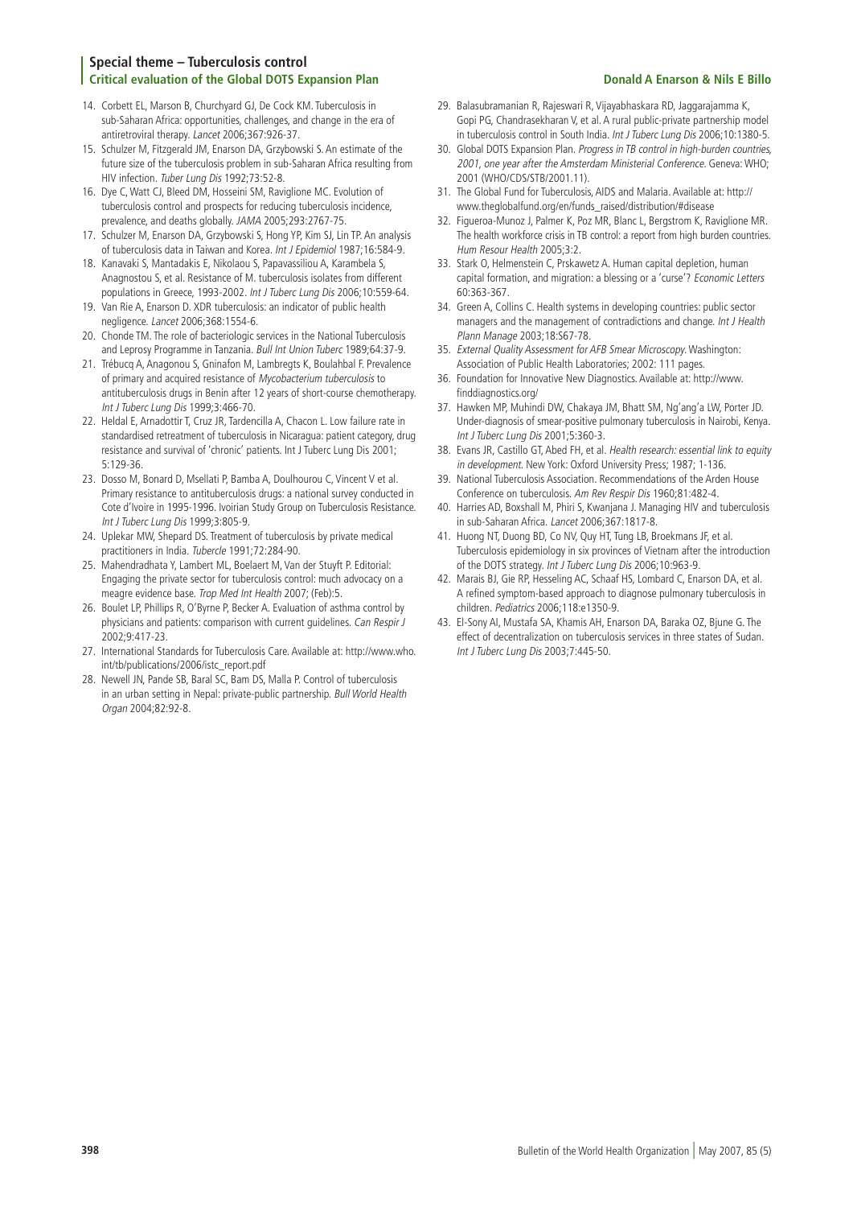14. Corbett EL, Marson B, Churchyard GJ, De Cock KM. Tuberculosis in sub-Saharan Africa: opportunities, challenges, and change in the era of antiretroviral therapy. *Lancet* 2006;367:926-37.
15. Schulzer M, Fitzgerald JM, Enarson DA, Grzybowski S. An estimate of the future size of the tuberculosis problem in sub-Saharan Africa resulting from HIV infection. *Tuber Lung Dis* 1992;73:52-8.
16. Dye C, Watt CJ, Bleed DM, Hosseini SM, Raviglione MC. Evolution of tuberculosis control and prospects for reducing tuberculosis incidence, prevalence, and deaths globally. *JAMA* 2005;293:2767-75.
17. Schulzer M, Enarson DA, Grzybowski S, Hong YP, Kim SJ, Lin TP. An analysis of tuberculosis data in Taiwan and Korea. *Int J Epidemiol* 1987;16:584-9.
18. Kanavaki S, Mantadakis E, Nikolaou S, Papavassiliou A, Karambela S, Anagnostou S, et al. Resistance of M. tuberculosis isolates from different populations in Greece, 1993-2002. *Int J Tuberc Lung Dis* 2006;10:559-64.
19. Van Rie A, Enarson D. XDR tuberculosis: an indicator of public health negligence. *Lancet* 2006;368:1554-6.
20. Chonde TM. The role of bacteriologic services in the National Tuberculosis and Leprosy Programme in Tanzania. *Bull Int Union Tuberc* 1989;64:37-9.
21. Trébucq A, Anagonou S, Gninafon M, Lambregts K, Boulahbal F. Prevalence of primary and acquired resistance of *Mycobacterium tuberculosis* to antituberculosis drugs in Benin after 12 years of short-course chemotherapy. *Int J Tuberc Lung Dis* 1999;3:466-70.
22. Heldal E, Arnadottir T, Cruz JR, Tardencilla A, Chacon L. Low failure rate in standardised retreatment of tuberculosis in Nicaragua: patient category, drug resistance and survival of 'chronic' patients. Int J Tuberc Lung Dis 2001; 5:129-36.
23. Dosso M, Bonard D, Msellati P, Bamba A, Doulhourou C, Vincent V et al. Primary resistance to antituberculosis drugs: a national survey conducted in Cote d'Ivoire in 1995-1996. Ivoirian Study Group on Tuberculosis Resistance. *Int J Tuberc Lung Dis* 1999;3:805-9.
24. Uplekar MW, Shepard DS. Treatment of tuberculosis by private medical practitioners in India. *Tubercle* 1991;72:284-90.
25. Mahendradhata Y, Lambert ML, Boelaert M, Van der Stuyft P. Editorial: Engaging the private sector for tuberculosis control: much advocacy on a meagre evidence base. *Trop Med Int Health* 2007; (Feb):5.
26. Boulet LP, Phillips R, O'Byrne P, Becker A. Evaluation of asthma control by physicians and patients: comparison with current guidelines. *Can Respir J* 2002;9:417-23.
27. International Standards for Tuberculosis Care. Available at: http://www.who.int/tb/publications/2006/istc_report.pdf
28. Newell JN, Pande SB, Baral SC, Bam DS, Malla P. Control of tuberculosis in an urban setting in Nepal: private-public partnership. *Bull World Health Organ* 2004;82:92-8.
29. Balasubramanian R, Rajeswari R, Vijayabhaskara RD, Jaggarajamma K, Gopi PG, Chandrasekharan V, et al. A rural public-private partnership model in tuberculosis control in South India. *Int J Tuberc Lung Dis* 2006;10:1380-5.
30. Global DOTS Expansion Plan. *Progress in TB control in high-burden countries, 2001, one year after the Amsterdam Ministerial Conference*. Geneva: WHO; 2001 (WHO/CDS/STB/2001.11).
31. The Global Fund for Tuberculosis, AIDS and Malaria. Available at: http://www.theglobalfund.org/en/funds_raised/distribution/#disease
32. Figueroa-Munoz J, Palmer K, Poz MR, Blanc L, Bergstrom K, Raviglione MR. The health workforce crisis in TB control: a report from high burden countries. *Hum Resour Health* 2005;3:2.
33. Stark O, Helmenstein C, Prskawetz A. Human capital depletion, human capital formation, and migration: a blessing or a 'curse'? *Economic Letters* 60:363-367.
34. Green A, Collins C. Health systems in developing countries: public sector managers and the management of contradictions and change. *Int J Health Plann Manage* 2003;18:S67-78.
35. *External Quality Assessment for AFB Smear Microscopy*. Washington: Association of Public Health Laboratories; 2002: 111 pages.
36. Foundation for Innovative New Diagnostics. Available at: http://www.finddiagnostics.org/
37. Hawken MP, Muhindi DW, Chakaya JM, Bhatt SM, Ng'ang'a LW, Porter JD. Under-diagnosis of smear-positive pulmonary tuberculosis in Nairobi, Kenya. *Int J Tuberc Lung Dis* 2001;5:360-3.
38. Evans JR, Castillo GT, Abed FH, et al. *Health research: essential link to equity in development*. New York: Oxford University Press; 1987; 1-136.
39. National Tuberculosis Association. Recommendations of the Arden House Conference on tuberculosis. *Am Rev Respir Dis* 1960;81:482-4.
40. Harries AD, Boxshall M, Phiri S, Kwanjana J. Managing HIV and tuberculosis in sub-Saharan Africa. *Lancet* 2006;367:1817-8.
41. Huong NT, Duong BD, Co NV, Quy HT, Tung LB, Broekmans JF, et al. Tuberculosis epidemiology in six provinces of Vietnam after the introduction of the DOTS strategy. *Int J Tuberc Lung Dis* 2006;10:963-9.
42. Marais BJ, Gie RP, Hesseling AC, Schaaf HS, Lombard C, Enarson DA, et al. A refined symptom-based approach to diagnose pulmonary tuberculosis in children. *Pediatrics* 2006;118:e1350-9.
43. El-Sony AI, Mustafa SA, Khamis AH, Enarson DA, Baraka OZ, Bjune G. The effect of decentralization on tuberculosis services in three states of Sudan. *Int J Tuberc Lung Dis* 2003;7:445-50.